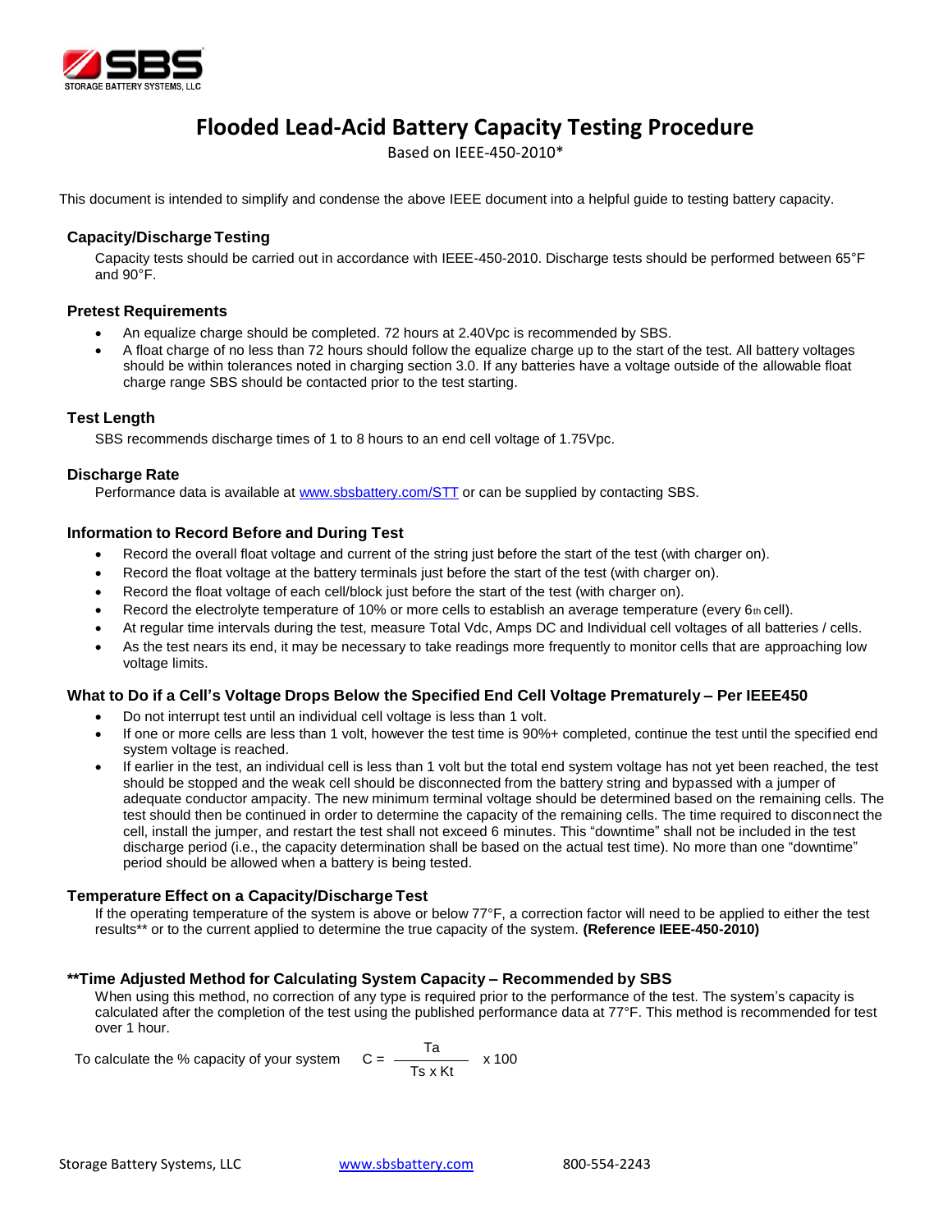# Flooded Lead-Acid Battery Capacity Testing Procedure

Based on IEEE-450-2010*

This document is intended to simplify and condense the above IEEE document into a helpful guide to testing battery capacity.

## Capacity/Discharge Testing

Capacity tests should be carried out in accordance with IEEE-450-2010. Discharge tests should be performed between 65°F and 90°F.

## Pretest Requirements

- An equalize charge should be completed. 72 hours at 2.40Vpc is recommended by SBS.
- A float charge of no less than 72 hours should follow the equalize charge up to the start of the test. All battery voltages should be within tolerances noted in charging section 3.0. If any batteries have a voltage outside of the allowable float charge range SBS should be contacted prior to the test starting.

## Test Length

SBS recommends discharge times of 1 to 8 hours to an end cell voltage of 1.75Vpc.

## Discharge Rate

Performance data is available at www.sbsbattery.com/STT or can be supplied by contacting SBS.

## Information to Record Before and During Test

- Record the overall float voltage and current of the string just before the start of the test (with charger on).
- Record the float voltage at the battery terminals just before the start of the test (with charger on).
- Record the float voltage of each cell/block just before the start of the test (with charger on).
- Record the electrolyte temperature of 10% or more cells to establish an average temperature (every 6th cell).
- At regular time intervals during the test, measure Total Vdc, Amps DC and Individual cell voltages of all batteries / cells.
- As the test nears its end, it may be necessary to take readings more frequently to monitor cells that are approaching low voltage limits.

## What to Do if a Cell's Voltage Drops Below the Specified End Cell Voltage Prematurely – Per IEEE450

- Do not interrupt test until an individual cell voltage is less than 1 volt.
- If one or more cells are less than 1 volt, however the test time is 90%+ completed, continue the test until the specified end system voltage is reached.
- If earlier in the test, an individual cell is less than 1 volt but the total end system voltage has not yet been reached, the test should be stopped and the weak cell should be disconnected from the battery string and bypassed with a jumper of adequate conductor ampacity. The new minimum terminal voltage should be determined based on the remaining cells. The test should then be continued in order to determine the capacity of the remaining cells. The time required to disconnect the cell, install the jumper, and restart the test shall not exceed 6 minutes. This "downtime" shall not be included in the test discharge period (i.e., the capacity determination shall be based on the actual test time). No more than one "downtime" period should be allowed when a battery is being tested.

## Temperature Effect on a Capacity/Discharge Test

If the operating temperature of the system is above or below 77°F, a correction factor will need to be applied to either the test results** or to the current applied to determine the true capacity of the system. **(Reference IEEE-450-2010)**

## **Time Adjusted Method for Calculating System Capacity – Recommended by SBS

When using this method, no correction of any type is required prior to the performance of the test. The system's capacity is calculated after the completion of the test using the published performance data at 77°F. This method is recommended for test over 1 hour.

To calculate the % capacity of your system

$$C = \frac{Ta}{Ts \times Kt} \times 100$$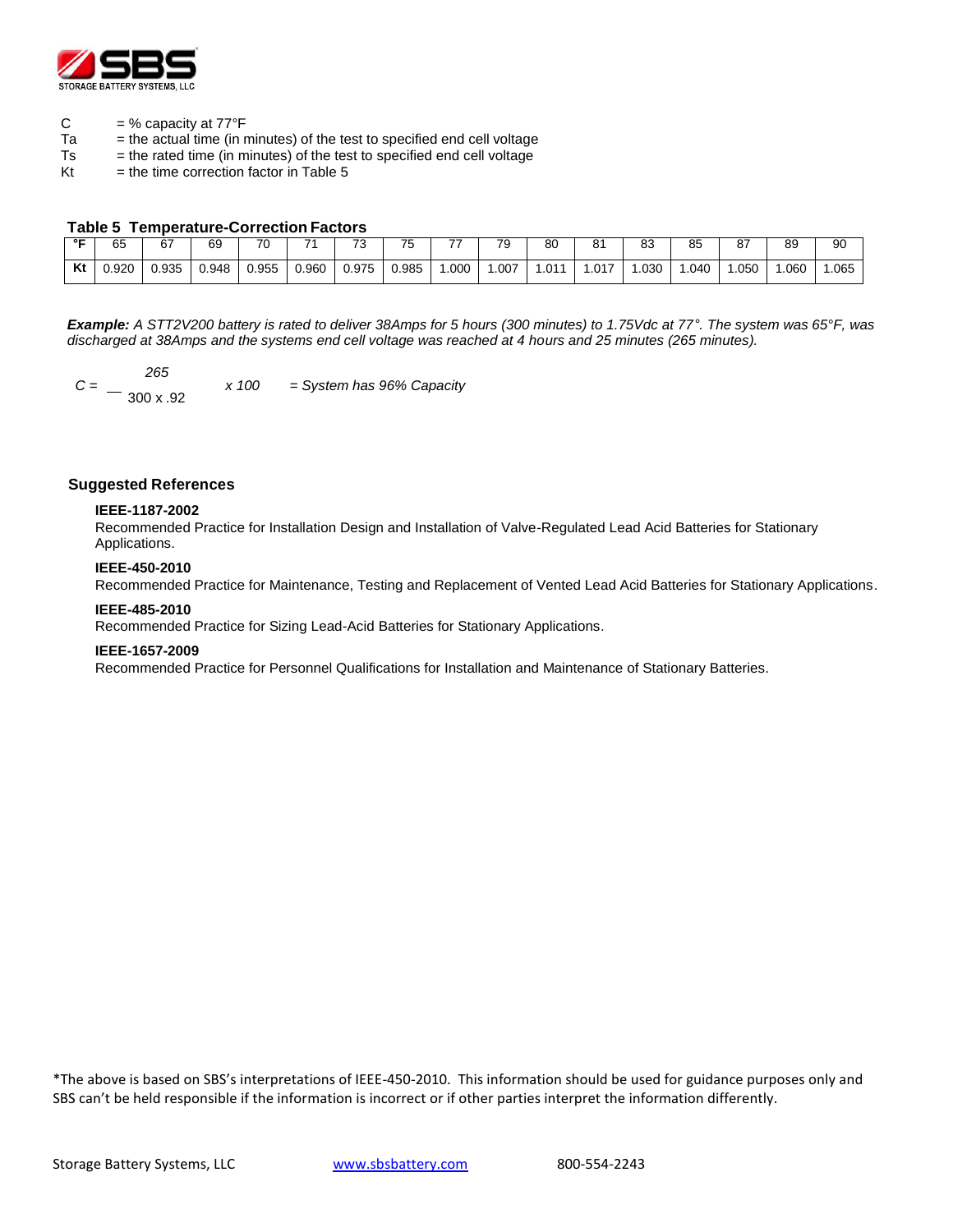C = % capacity at 77°F
Ta = the actual time (in minutes) of the test to specified end cell voltage
Ts = the rated time (in minutes) of the test to specified end cell voltage
Kt = the time correction factor in Table 5

**Table 5 Temperature-Correction Factors**

| °F | 65 | 67 | 69 | 70 | 71 | 73 | 75 | 77 | 79 | 80 | 81 | 83 | 85 | 87 | 89 | 90 |
|---|---|---|---|---|---|---|---|---|---|---|---|---|---|---|---|---|
| Kt | 0.920 | 0.935 | 0.948 | 0.955 | 0.960 | 0.975 | 0.985 | 1.000 | 1.007 | 1.011 | 1.017 | 1.030 | 1.040 | 1.050 | 1.060 | 1.065 |

***Example:*** *A STT2V200 battery is rated to deliver 38Amps for 5 hours (300 minutes) to 1.75Vdc at 77°. The system was 65°F, was discharged at 38Amps and the systems end cell voltage was reached at 4 hours and 25 minutes (265 minutes).*

$$C = \frac{265}{300 \times .92} \times 100$$ *= System has 96% Capacity*

## Suggested References

**IEEE-1187-2002**
Recommended Practice for Installation Design and Installation of Valve-Regulated Lead Acid Batteries for Stationary Applications.

**IEEE-450-2010**
Recommended Practice for Maintenance, Testing and Replacement of Vented Lead Acid Batteries for Stationary Applications.

**IEEE-485-2010**
Recommended Practice for Sizing Lead-Acid Batteries for Stationary Applications.

**IEEE-1657-2009**
Recommended Practice for Personnel Qualifications for Installation and Maintenance of Stationary Batteries.

*The above is based on SBS's interpretations of IEEE-450-2010. This information should be used for guidance purposes only and SBS can't be held responsible if the information is incorrect or if other parties interpret the information differently.